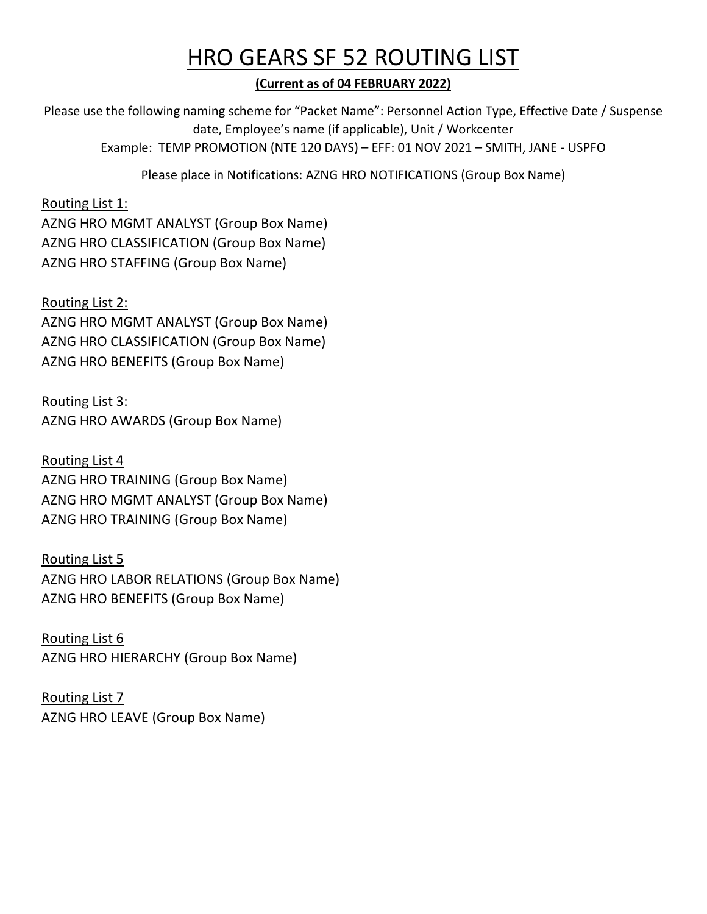# HRO GEARS SF 52 ROUTING LIST

**(Current as of 04 FEBRUARY 2022)**

Please use the following naming scheme for "Packet Name": Personnel Action Type, Effective Date / Suspense date, Employee's name (if applicable), Unit / Workcenter

Example: TEMP PROMOTION (NTE 120 DAYS) – EFF: 01 NOV 2021 – SMITH, JANE - USPFO

Please place in Notifications: AZNG HRO NOTIFICATIONS (Group Box Name)

Routing List 1:
AZNG HRO MGMT ANALYST (Group Box Name)
AZNG HRO CLASSIFICATION (Group Box Name)
AZNG HRO STAFFING (Group Box Name)

Routing List 2:
AZNG HRO MGMT ANALYST (Group Box Name)
AZNG HRO CLASSIFICATION (Group Box Name)
AZNG HRO BENEFITS (Group Box Name)

Routing List 3:
AZNG HRO AWARDS (Group Box Name)

Routing List 4
AZNG HRO TRAINING (Group Box Name)
AZNG HRO MGMT ANALYST (Group Box Name)
AZNG HRO TRAINING (Group Box Name)

Routing List 5
AZNG HRO LABOR RELATIONS (Group Box Name)
AZNG HRO BENEFITS (Group Box Name)

Routing List 6
AZNG HRO HIERARCHY (Group Box Name)

Routing List 7
AZNG HRO LEAVE (Group Box Name)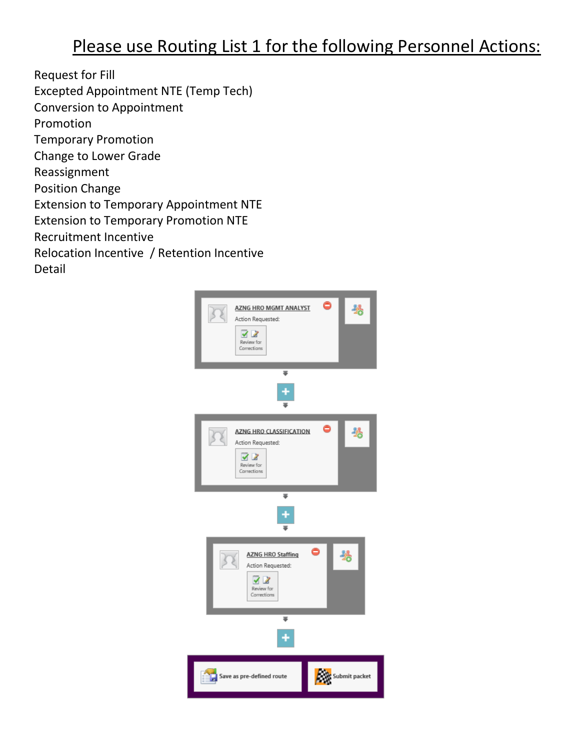# Please use Routing List 1 for the following Personnel Actions:

Request for Fill
Excepted Appointment NTE (Temp Tech)
Conversion to Appointment
Promotion
Temporary Promotion
Change to Lower Grade
Reassignment
Position Change
Extension to Temporary Appointment NTE
Extension to Temporary Promotion NTE
Recruitment Incentive
Relocation Incentive / Retention Incentive
Detail

AZNG HRO MGMT ANALYST
Action Requested:
Review for Corrections

AZNG HRO CLASSIFICATION
Action Requested:
Review for Corrections

AZNG HRO Staffing
Action Requested:
Review for Corrections

Save as pre-defined route | Submit packet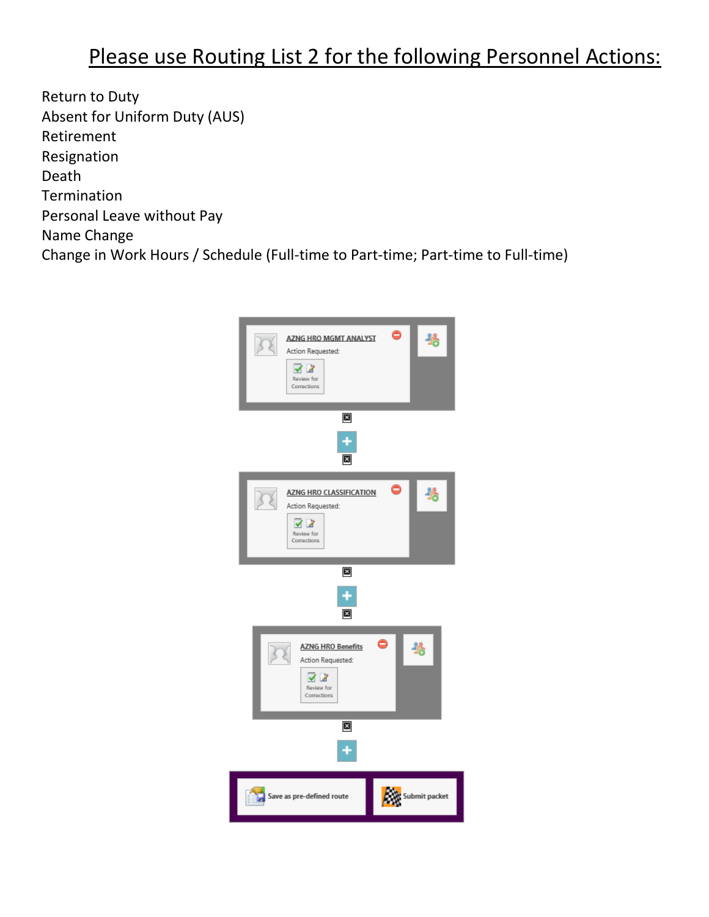# Please use Routing List 2 for the following Personnel Actions:

Return to Duty
Absent for Uniform Duty (AUS)
Retirement
Resignation
Death
Termination
Personal Leave without Pay
Name Change
Change in Work Hours / Schedule (Full-time to Part-time; Part-time to Full-time)

AZNG HRO MGMT ANALYST
Action Requested:
Review for Corrections

AZNG HRO CLASSIFICATION
Action Requested:
Review for Corrections

AZNG HRO Benefits
Action Requested:
Review for Corrections

Save as pre-defined route
Submit packet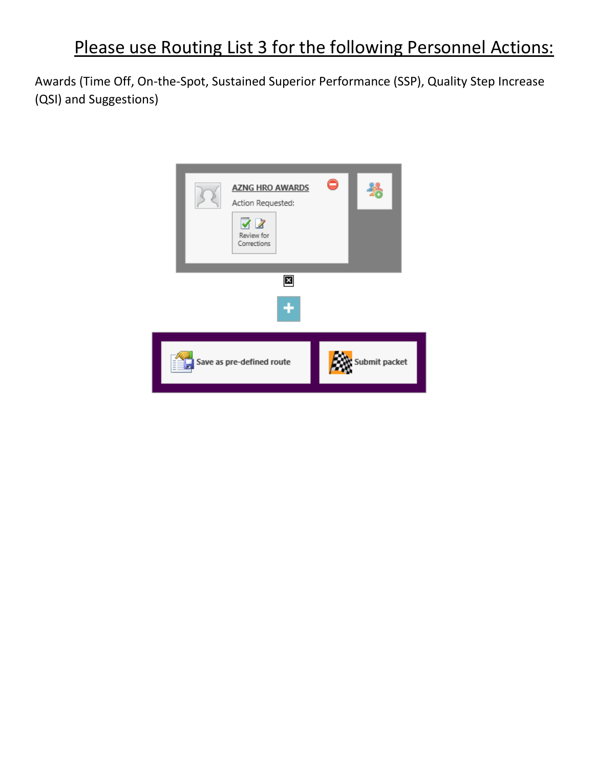# Please use Routing List 3 for the following Personnel Actions:

Awards (Time Off, On-the-Spot, Sustained Superior Performance (SSP), Quality Step Increase (QSI) and Suggestions)

AZNG HRO AWARDS

Action Requested:

Review for Corrections

Save as pre-defined route

Submit packet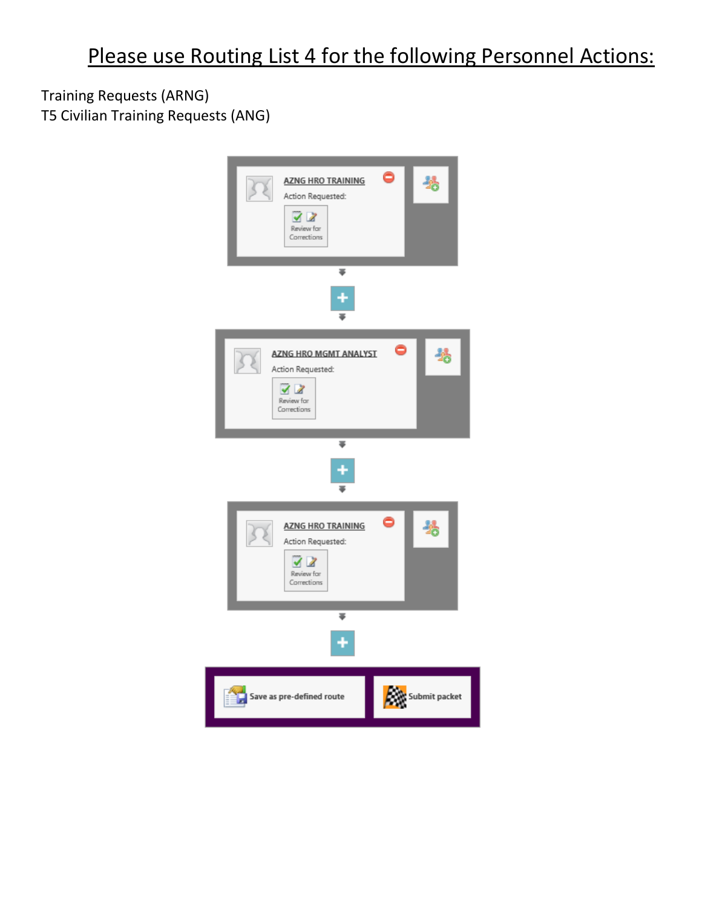# Please use Routing List 4 for the following Personnel Actions:

Training Requests (ARNG)
T5 Civilian Training Requests (ANG)

AZNG HRO TRAINING
Action Requested:
Review for Corrections

AZNG HRO MGMT ANALYST
Action Requested:
Review for Corrections

AZNG HRO TRAINING
Action Requested:
Review for Corrections

Save as pre-defined route | Submit packet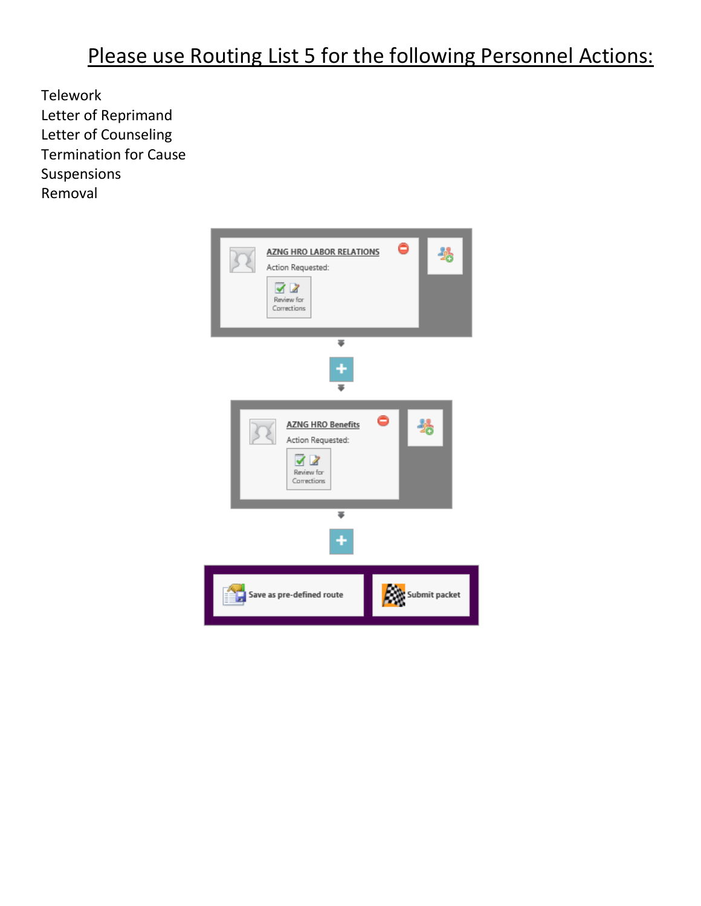# Please use Routing List 5 for the following Personnel Actions:

Telework
Letter of Reprimand
Letter of Counseling
Termination for Cause
Suspensions
Removal

AZNG HRO LABOR RELATIONS
Action Requested:
Review for Corrections

AZNG HRO Benefits
Action Requested:
Review for Corrections

Save as pre-defined route

Submit packet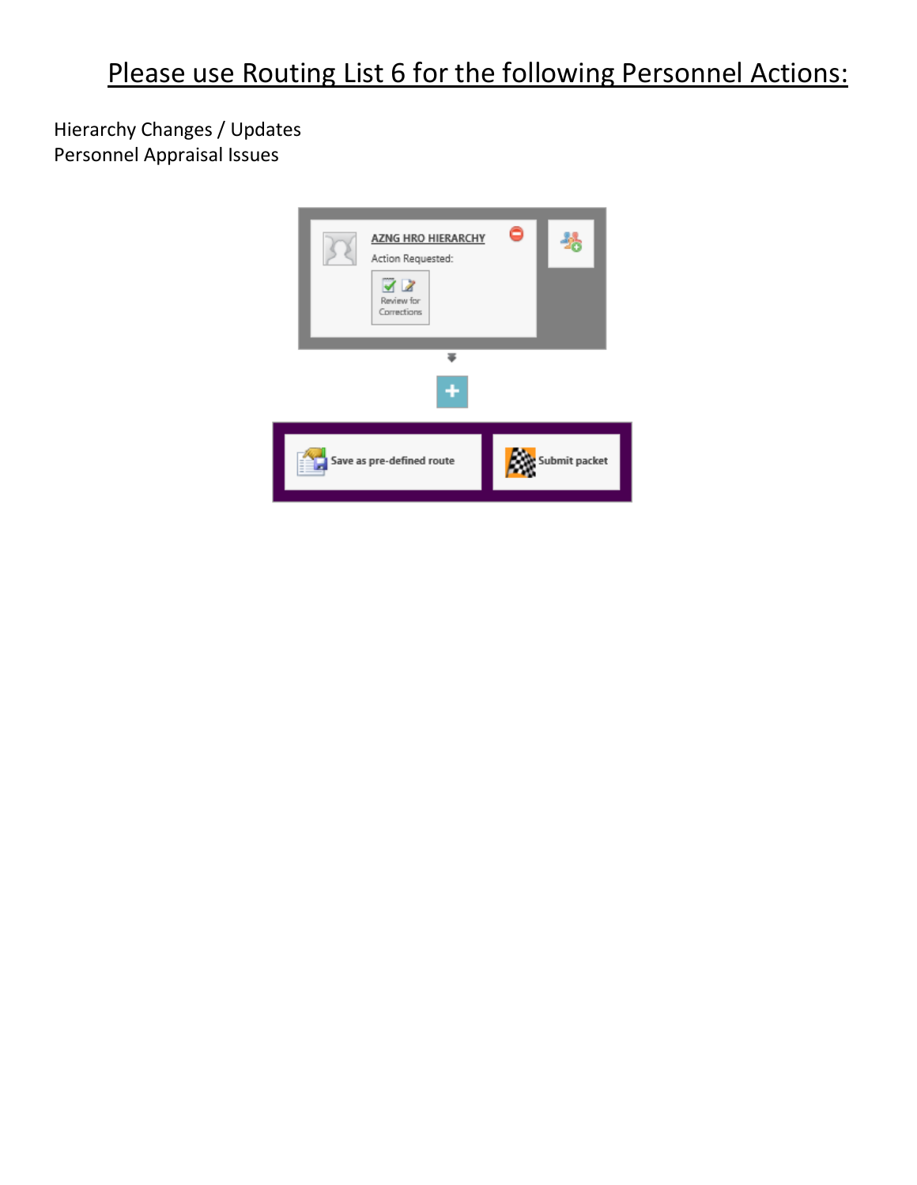# Please use Routing List 6 for the following Personnel Actions:

Hierarchy Changes / Updates
Personnel Appraisal Issues

AZNG HRO HIERARCHY

Action Requested:

Review for Corrections

Save as pre-defined route

Submit packet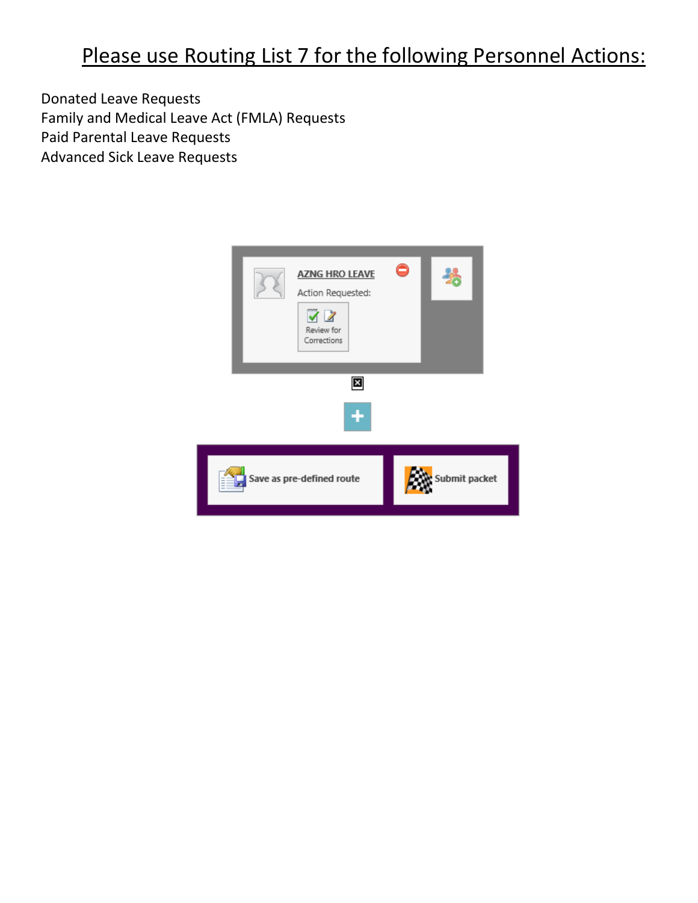# Please use Routing List 7 for the following Personnel Actions:

Donated Leave Requests
Family and Medical Leave Act (FMLA) Requests
Paid Parental Leave Requests
Advanced Sick Leave Requests

AZNG HRO LEAVE
Action Requested:
Review for Corrections

Save as pre-defined route
Submit packet